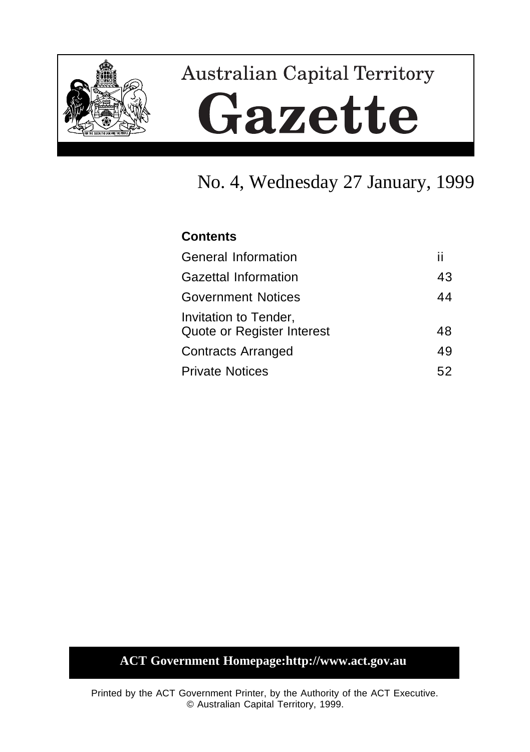# Australian Capital Territory Gazette

## No. 4, Wednesday 27 January, 1999

**Contents**

| | |
|---|---|
| General Information | ii |
| Gazettal Information | 43 |
| Government Notices | 44 |
| Invitation to Tender, Quote or Register Interest | 48 |
| Contracts Arranged | 49 |
| Private Notices | 52 |

**ACT Government Homepage:http://www.act.gov.au**

Printed by the ACT Government Printer, by the Authority of the ACT Executive.
© Australian Capital Territory, 1999.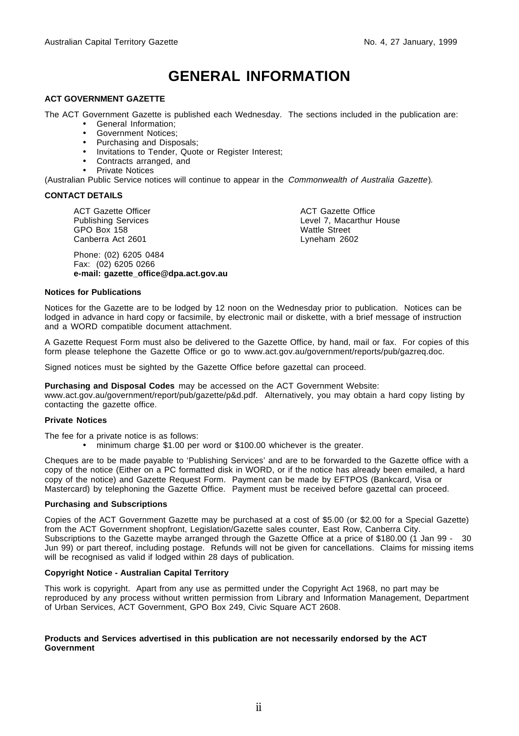# GENERAL INFORMATION

**ACT GOVERNMENT GAZETTE**

The ACT Government Gazette is published each Wednesday. The sections included in the publication are:

- General Information;
- Government Notices;
- Purchasing and Disposals;
- Invitations to Tender, Quote or Register Interest;
- Contracts arranged, and
- Private Notices

(Australian Public Service notices will continue to appear in the *Commonwealth of Australia Gazette*).

**CONTACT DETAILS**

ACT Gazette Officer
Publishing Services
GPO Box 158
Canberra Act 2601

ACT Gazette Office
Level 7, Macarthur House
Wattle Street
Lyneham 2602

Phone: (02) 6205 0484
Fax: (02) 6205 0266
**e-mail: gazette_office@dpa.act.gov.au**

**Notices for Publications**

Notices for the Gazette are to be lodged by 12 noon on the Wednesday prior to publication. Notices can be lodged in advance in hard copy or facsimile, by electronic mail or diskette, with a brief message of instruction and a WORD compatible document attachment.

A Gazette Request Form must also be delivered to the Gazette Office, by hand, mail or fax. For copies of this form please telephone the Gazette Office or go to www.act.gov.au/government/reports/pub/gazreq.doc.

Signed notices must be sighted by the Gazette Office before gazettal can proceed.

**Purchasing and Disposal Codes** may be accessed on the ACT Government Website: www.act.gov.au/government/report/pub/gazette/p&d.pdf. Alternatively, you may obtain a hard copy listing by contacting the gazette office.

**Private Notices**

The fee for a private notice is as follows:

- minimum charge $1.00 per word or $100.00 whichever is the greater.

Cheques are to be made payable to 'Publishing Services' and are to be forwarded to the Gazette office with a copy of the notice (Either on a PC formatted disk in WORD, or if the notice has already been emailed, a hard copy of the notice) and Gazette Request Form. Payment can be made by EFTPOS (Bankcard, Visa or Mastercard) by telephoning the Gazette Office. Payment must be received before gazettal can proceed.

**Purchasing and Subscriptions**

Copies of the ACT Government Gazette may be purchased at a cost of $5.00 (or $2.00 for a Special Gazette) from the ACT Government shopfront, Legislation/Gazette sales counter, East Row, Canberra City. Subscriptions to the Gazette maybe arranged through the Gazette Office at a price of $180.00 (1 Jan 99 - 30 Jun 99) or part thereof, including postage. Refunds will not be given for cancellations. Claims for missing items will be recognised as valid if lodged within 28 days of publication.

**Copyright Notice - Australian Capital Territory**

This work is copyright. Apart from any use as permitted under the Copyright Act 1968, no part may be reproduced by any process without written permission from Library and Information Management, Department of Urban Services, ACT Government, GPO Box 249, Civic Square ACT 2608.

**Products and Services advertised in this publication are not necessarily endorsed by the ACT Government**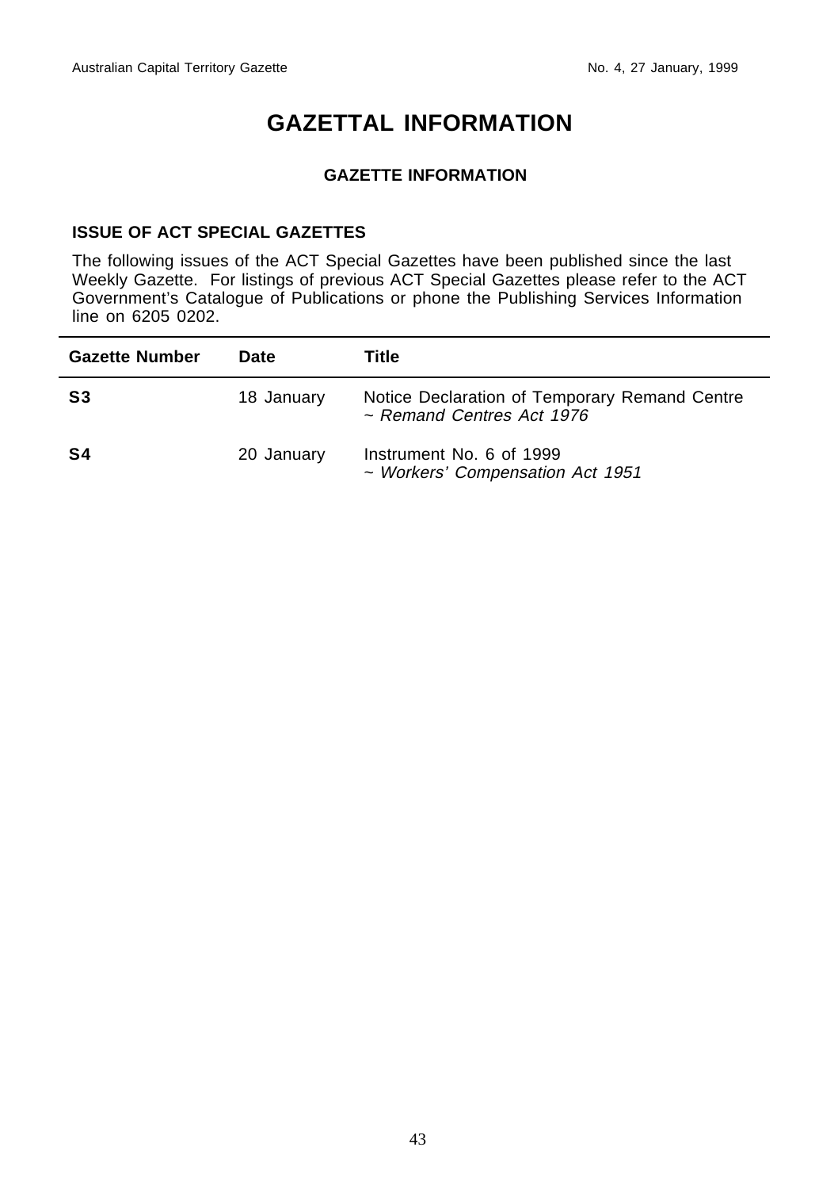# GAZETTAL INFORMATION

### GAZETTE INFORMATION

#### ISSUE OF ACT SPECIAL GAZETTES

The following issues of the ACT Special Gazettes have been published since the last Weekly Gazette. For listings of previous ACT Special Gazettes please refer to the ACT Government's Catalogue of Publications or phone the Publishing Services Information line on 6205 0202.

| Gazette Number | Date | Title |
|---|---|---|
| **S3** | 18 January | Notice Declaration of Temporary Remand Centre ~ *Remand Centres Act 1976* |
| **S4** | 20 January | Instrument No. 6 of 1999 ~ *Workers' Compensation Act 1951* |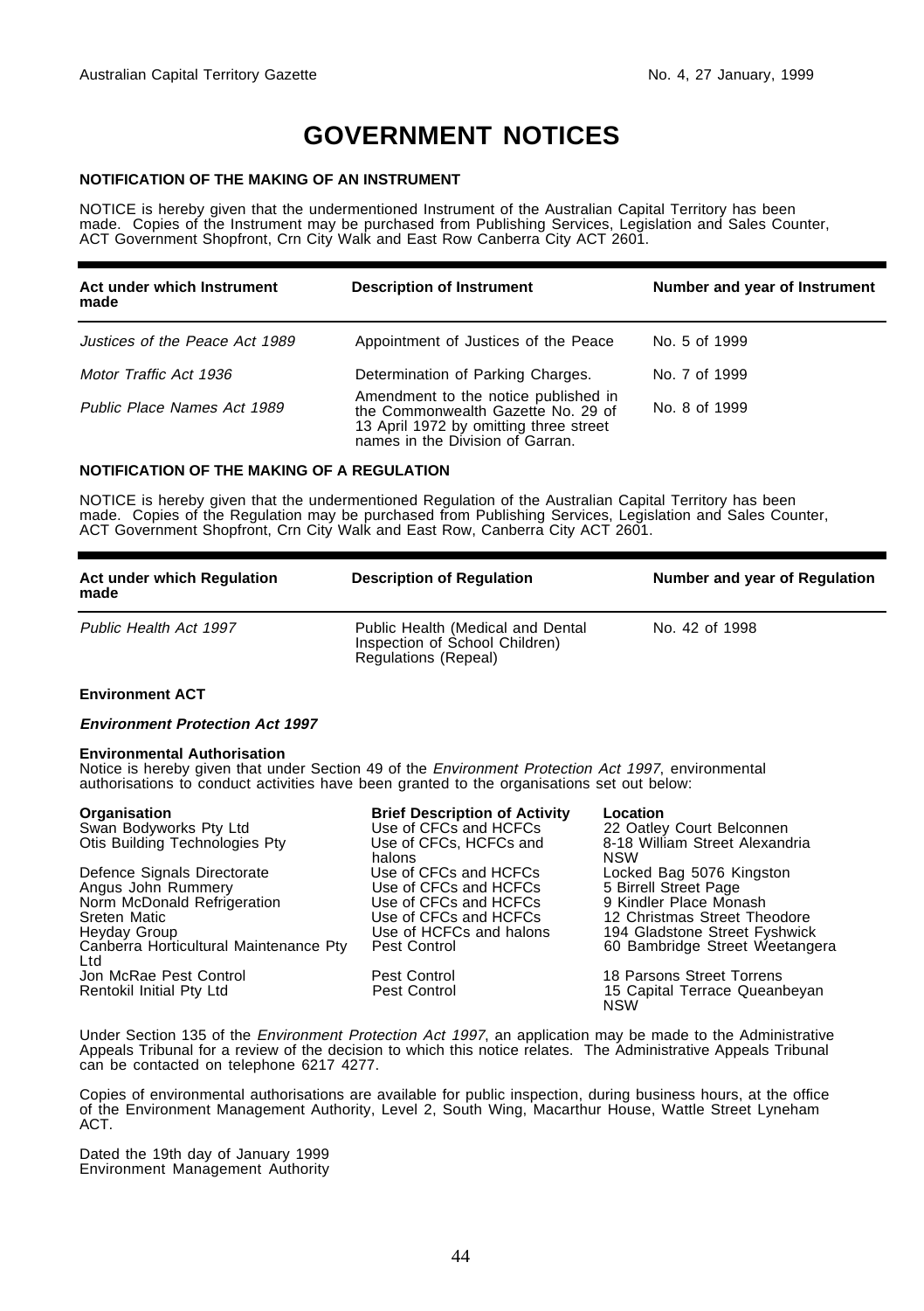# GOVERNMENT NOTICES

### NOTIFICATION OF THE MAKING OF AN INSTRUMENT

NOTICE is hereby given that the undermentioned Instrument of the Australian Capital Territory has been made. Copies of the Instrument may be purchased from Publishing Services, Legislation and Sales Counter, ACT Government Shopfront, Crn City Walk and East Row Canberra City ACT 2601.

| Act under which Instrument made | Description of Instrument | Number and year of Instrument |
|---|---|---|
| *Justices of the Peace Act 1989* | Appointment of Justices of the Peace | No. 5 of 1999 |
| *Motor Traffic Act 1936* | Determination of Parking Charges. | No. 7 of 1999 |
| *Public Place Names Act 1989* | Amendment to the notice published in the Commonwealth Gazette No. 29 of 13 April 1972 by omitting three street names in the Division of Garran. | No. 8 of 1999 |

### NOTIFICATION OF THE MAKING OF A REGULATION

NOTICE is hereby given that the undermentioned Regulation of the Australian Capital Territory has been made. Copies of the Regulation may be purchased from Publishing Services, Legislation and Sales Counter, ACT Government Shopfront, Crn City Walk and East Row, Canberra City ACT 2601.

| Act under which Regulation made | Description of Regulation | Number and year of Regulation |
|---|---|---|
| *Public Health Act 1997* | Public Health (Medical and Dental Inspection of School Children) Regulations (Repeal) | No. 42 of 1998 |

**Environment ACT**

***Environment Protection Act 1997***

**Environmental Authorisation**
Notice is hereby given that under Section 49 of the *Environment Protection Act 1997*, environmental authorisations to conduct activities have been granted to the organisations set out below:

| Organisation | Brief Description of Activity | Location |
|---|---|---|
| Swan Bodyworks Pty Ltd | Use of CFCs and HCFCs | 22 Oatley Court Belconnen |
| Otis Building Technologies Pty | Use of CFCs, HCFCs and halons | 8-18 William Street Alexandria NSW |
| Defence Signals Directorate | Use of CFCs and HCFCs | Locked Bag 5076 Kingston |
| Angus John Rummery | Use of CFCs and HCFCs | 5 Birrell Street Page |
| Norm McDonald Refrigeration | Use of CFCs and HCFCs | 9 Kindler Place Monash |
| Sreten Matic | Use of CFCs and HCFCs | 12 Christmas Street Theodore |
| Heyday Group | Use of HCFCs and halons | 194 Gladstone Street Fyshwick |
| Canberra Horticultural Maintenance Pty Ltd | Pest Control | 60 Bambridge Street Weetangera |
| Jon McRae Pest Control | Pest Control | 18 Parsons Street Torrens |
| Rentokil Initial Pty Ltd | Pest Control | 15 Capital Terrace Queanbeyan NSW |

Under Section 135 of the *Environment Protection Act 1997*, an application may be made to the Administrative Appeals Tribunal for a review of the decision to which this notice relates. The Administrative Appeals Tribunal can be contacted on telephone 6217 4277.

Copies of environmental authorisations are available for public inspection, during business hours, at the office of the Environment Management Authority, Level 2, South Wing, Macarthur House, Wattle Street Lyneham ACT.

Dated the 19th day of January 1999
Environment Management Authority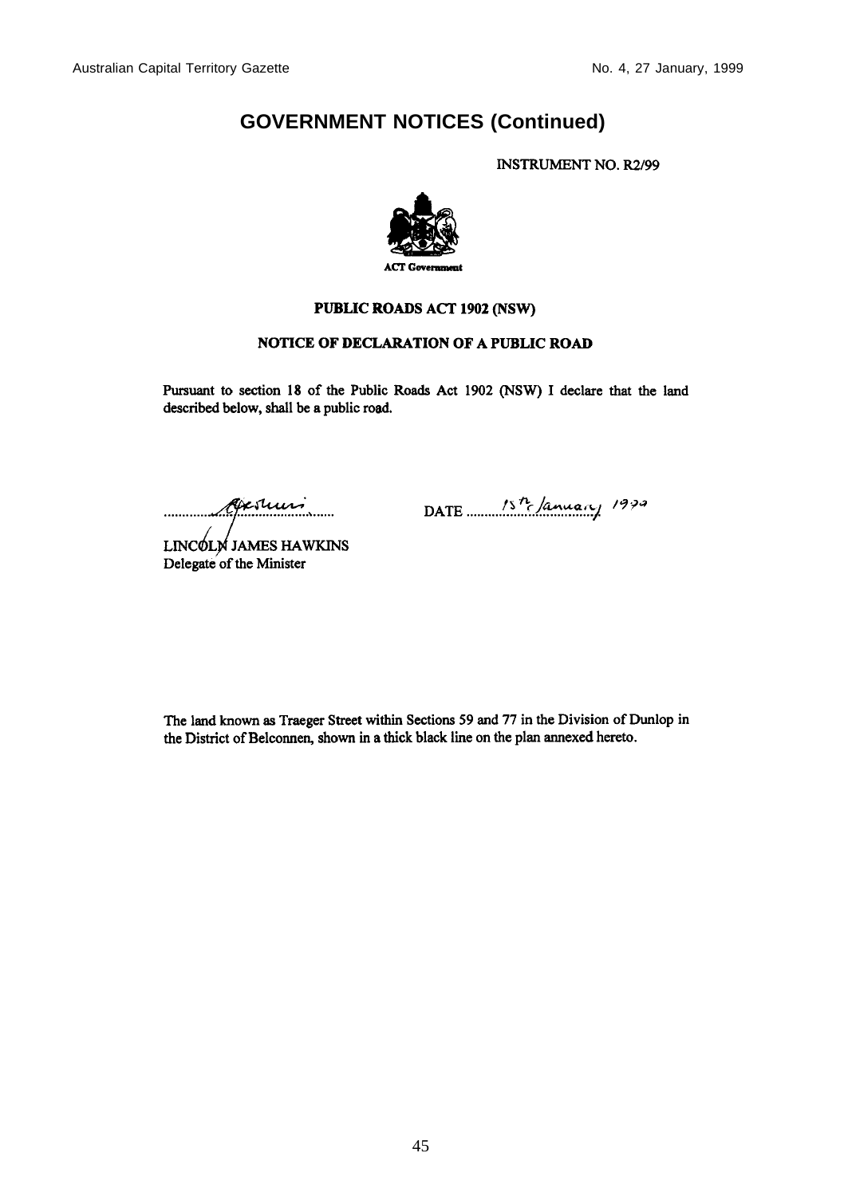# GOVERNMENT NOTICES (Continued)

INSTRUMENT NO. R2/99

ACT Government

## PUBLIC ROADS ACT 1902 (NSW)

## NOTICE OF DECLARATION OF A PUBLIC ROAD

Pursuant to section 18 of the Public Roads Act 1902 (NSW) I declare that the land described below, shall be a public road.

LINCOLN JAMES HAWKINS
Delegate of the Minister

DATE 15th January 1999

The land known as Traeger Street within Sections 59 and 77 in the Division of Dunlop in the District of Belconnen, shown in a thick black line on the plan annexed hereto.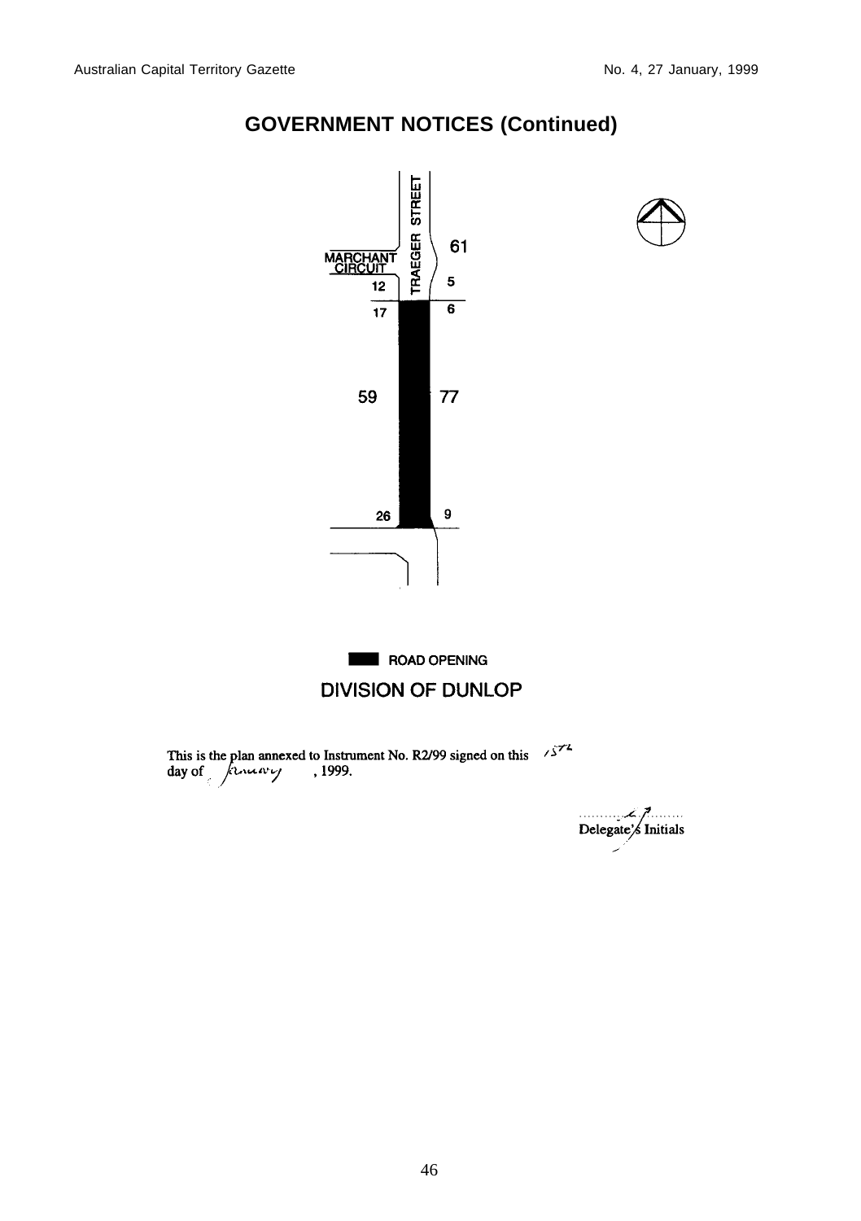## GOVERNMENT NOTICES (Continued)

TRAEGER STREET

MARCHANT CIRCUIT

61

12

5

17

6

59

77

26

9

ROAD OPENING

DIVISION OF DUNLOP

This is the plan annexed to Instrument No. R2/99 signed on this 15th day of January, 1999.

Delegate's Initials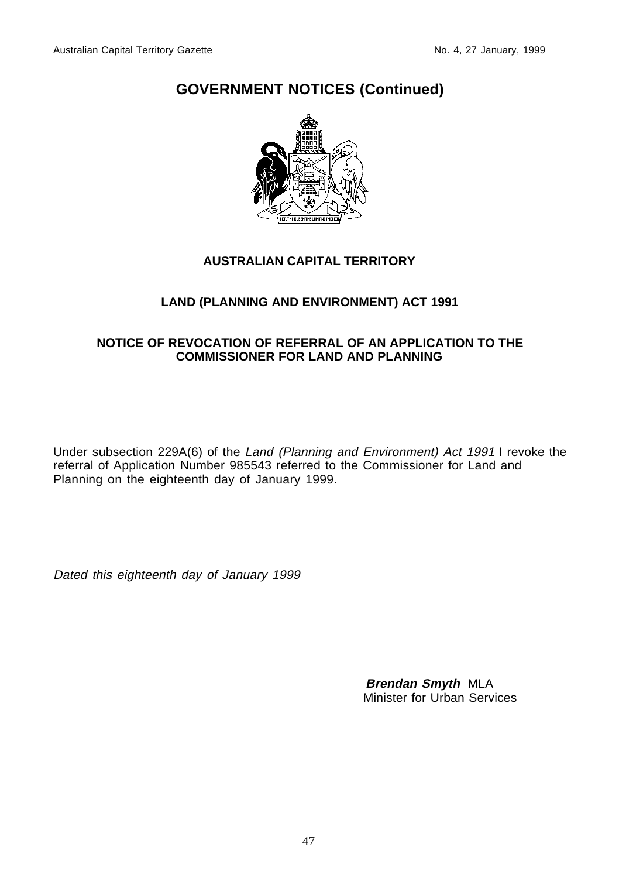# GOVERNMENT NOTICES (Continued)

**AUSTRALIAN CAPITAL TERRITORY**

**LAND (PLANNING AND ENVIRONMENT) ACT 1991**

**NOTICE OF REVOCATION OF REFERRAL OF AN APPLICATION TO THE COMMISSIONER FOR LAND AND PLANNING**

Under subsection 229A(6) of the *Land (Planning and Environment) Act 1991* I revoke the referral of Application Number 985543 referred to the Commissioner for Land and Planning on the eighteenth day of January 1999.

*Dated this eighteenth day of January 1999*

***Brendan Smyth*** MLA
Minister for Urban Services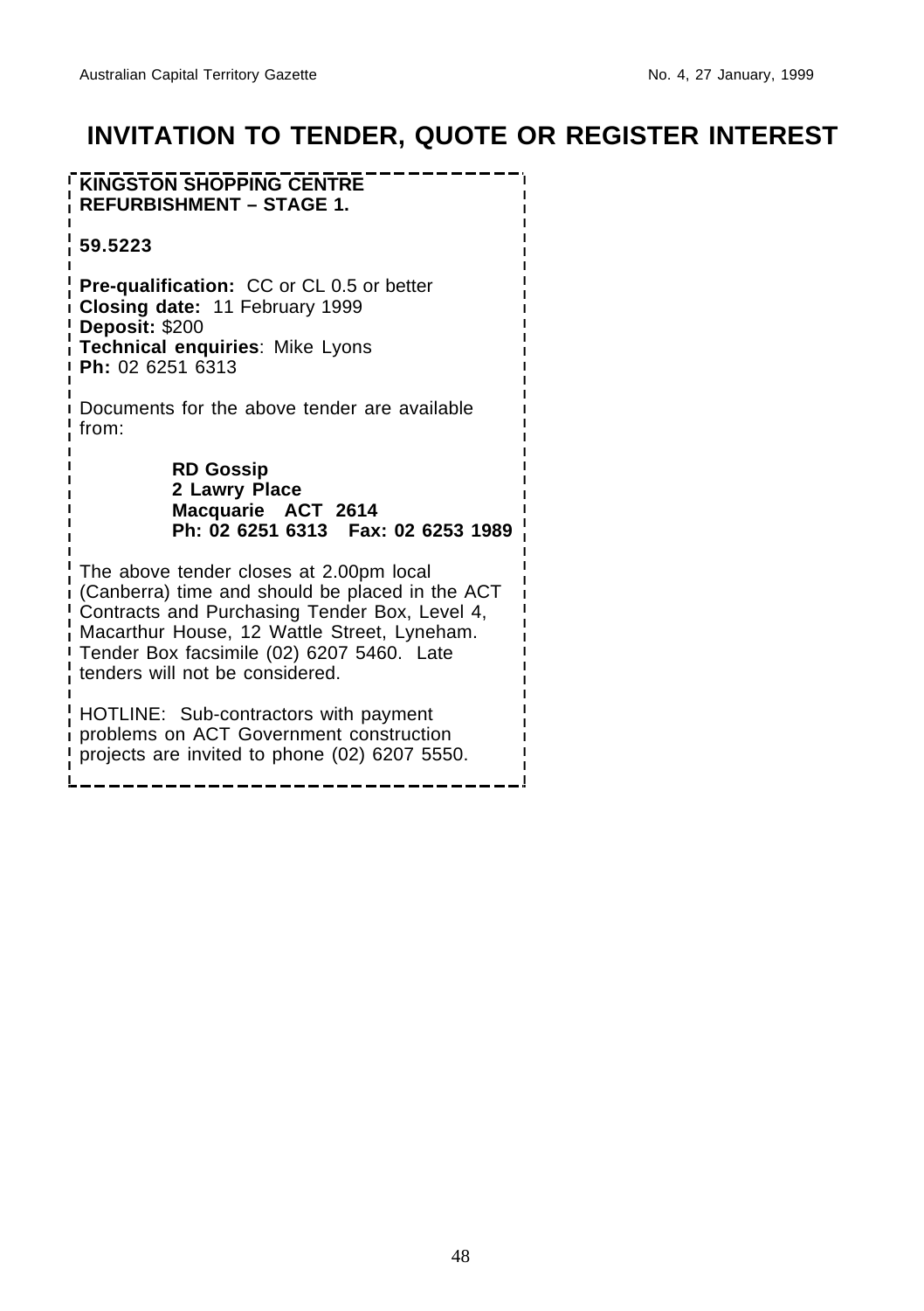# INVITATION TO TENDER, QUOTE OR REGISTER INTEREST

**KINGSTON SHOPPING CENTRE REFURBISHMENT – STAGE 1.**

**59.5223**

**Pre-qualification:** CC or CL 0.5 or better
**Closing date:** 11 February 1999
**Deposit:** $200
**Technical enquiries**: Mike Lyons
**Ph:** 02 6251 6313

Documents for the above tender are available from:

**RD Gossip**
**2 Lawry Place**
**Macquarie ACT 2614**
**Ph: 02 6251 6313 Fax: 02 6253 1989**

The above tender closes at 2.00pm local (Canberra) time and should be placed in the ACT Contracts and Purchasing Tender Box, Level 4, Macarthur House, 12 Wattle Street, Lyneham. Tender Box facsimile (02) 6207 5460. Late tenders will not be considered.

HOTLINE: Sub-contractors with payment problems on ACT Government construction projects are invited to phone (02) 6207 5550.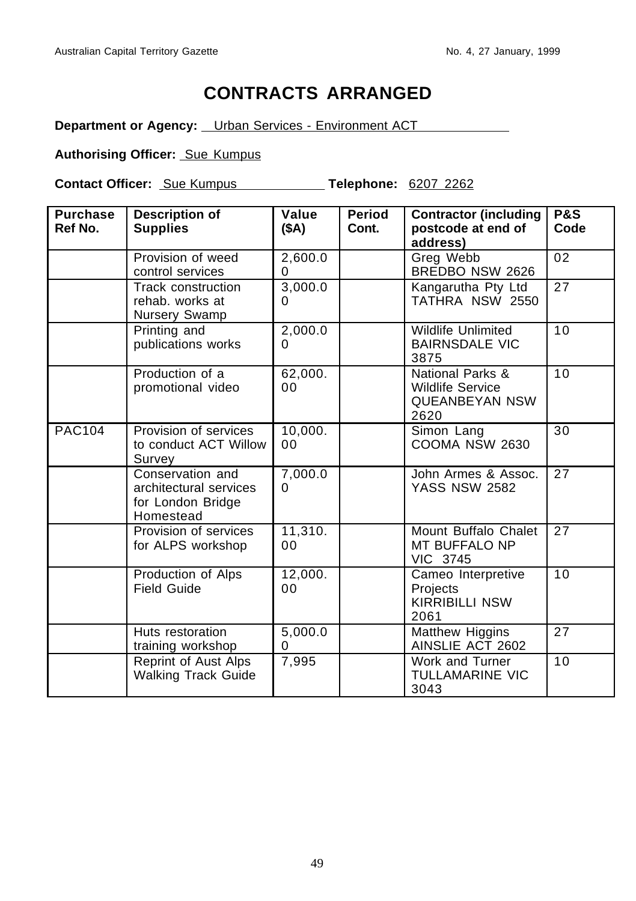# CONTRACTS ARRANGED

**Department or Agency:** Urban Services - Environment ACT

**Authorising Officer:** Sue Kumpus

**Contact Officer:** Sue Kumpus **Telephone:** 6207 2262

| Purchase Ref No. | Description of Supplies | Value ($A) | Period Cont. | Contractor (including postcode at end of address) | P&S Code |
|---|---|---|---|---|---|
| | Provision of weed control services | 2,600.00 | | Greg Webb BREDBO NSW 2626 | 02 |
| | Track construction rehab. works at Nursery Swamp | 3,000.00 | | Kangarutha Pty Ltd TATHRA NSW 2550 | 27 |
| | Printing and publications works | 2,000.00 | | Wildlife Unlimited BAIRNSDALE VIC 3875 | 10 |
| | Production of a promotional video | 62,000.00 | | National Parks & Wildlife Service QUEANBEYAN NSW 2620 | 10 |
| PAC104 | Provision of services to conduct ACT Willow Survey | 10,000.00 | | Simon Lang COOMA NSW 2630 | 30 |
| | Conservation and architectural services for London Bridge Homestead | 7,000.00 | | John Armes & Assoc. YASS NSW 2582 | 27 |
| | Provision of services for ALPS workshop | 11,310.00 | | Mount Buffalo Chalet MT BUFFALO NP VIC 3745 | 27 |
| | Production of Alps Field Guide | 12,000.00 | | Cameo Interpretive Projects KIRRIBILLI NSW 2061 | 10 |
| | Huts restoration training workshop | 5,000.00 | | Matthew Higgins AINSLIE ACT 2602 | 27 |
| | Reprint of Aust Alps Walking Track Guide | 7,995 | | Work and Turner TULLAMARINE VIC 3043 | 10 |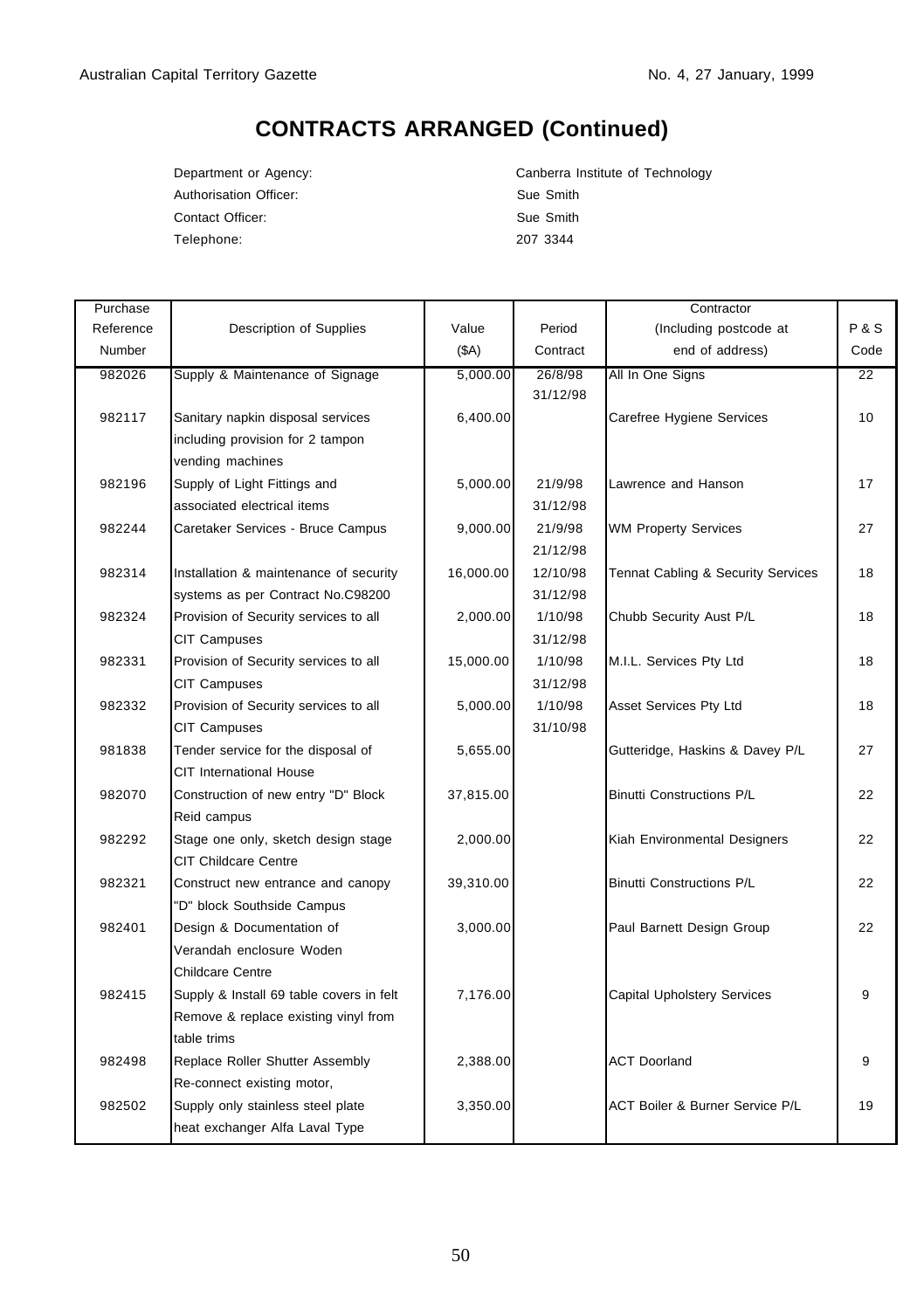# CONTRACTS ARRANGED (Continued)

Department or Agency: Canberra Institute of Technology
Authorisation Officer: Sue Smith
Contact Officer: Sue Smith
Telephone: 207 3344

| Purchase Reference Number | Description of Supplies | Value ($A) | Period Contract | Contractor (Including postcode at end of address) | P & S Code |
|---|---|---|---|---|---|
| 982026 | Supply & Maintenance of Signage | 5,000.00 | 26/8/98 31/12/98 | All In One Signs | 22 |
| 982117 | Sanitary napkin disposal services including provision for 2 tampon vending machines | 6,400.00 | | Carefree Hygiene Services | 10 |
| 982196 | Supply of Light Fittings and associated electrical items | 5,000.00 | 21/9/98 31/12/98 | Lawrence and Hanson | 17 |
| 982244 | Caretaker Services - Bruce Campus | 9,000.00 | 21/9/98 21/12/98 | WM Property Services | 27 |
| 982314 | Installation & maintenance of security systems as per Contract No.C98200 | 16,000.00 | 12/10/98 31/12/98 | Tennat Cabling & Security Services | 18 |
| 982324 | Provision of Security services to all CIT Campuses | 2,000.00 | 1/10/98 31/12/98 | Chubb Security Aust P/L | 18 |
| 982331 | Provision of Security services to all CIT Campuses | 15,000.00 | 1/10/98 31/12/98 | M.I.L. Services Pty Ltd | 18 |
| 982332 | Provision of Security services to all CIT Campuses | 5,000.00 | 1/10/98 31/10/98 | Asset Services Pty Ltd | 18 |
| 981838 | Tender service for the disposal of CIT International House | 5,655.00 | | Gutteridge, Haskins & Davey P/L | 27 |
| 982070 | Construction of new entry "D" Block Reid campus | 37,815.00 | | Binutti Constructions P/L | 22 |
| 982292 | Stage one only, sketch design stage CIT Childcare Centre | 2,000.00 | | Kiah Environmental Designers | 22 |
| 982321 | Construct new entrance and canopy "D" block Southside Campus | 39,310.00 | | Binutti Constructions P/L | 22 |
| 982401 | Design & Documentation of Verandah enclosure Woden Childcare Centre | 3,000.00 | | Paul Barnett Design Group | 22 |
| 982415 | Supply & Install 69 table covers in felt Remove & replace existing vinyl from table trims | 7,176.00 | | Capital Upholstery Services | 9 |
| 982498 | Replace Roller Shutter Assembly Re-connect existing motor, | 2,388.00 | | ACT Doorland | 9 |
| 982502 | Supply only stainless steel plate heat exchanger Alfa Laval Type | 3,350.00 | | ACT Boiler & Burner Service P/L | 19 |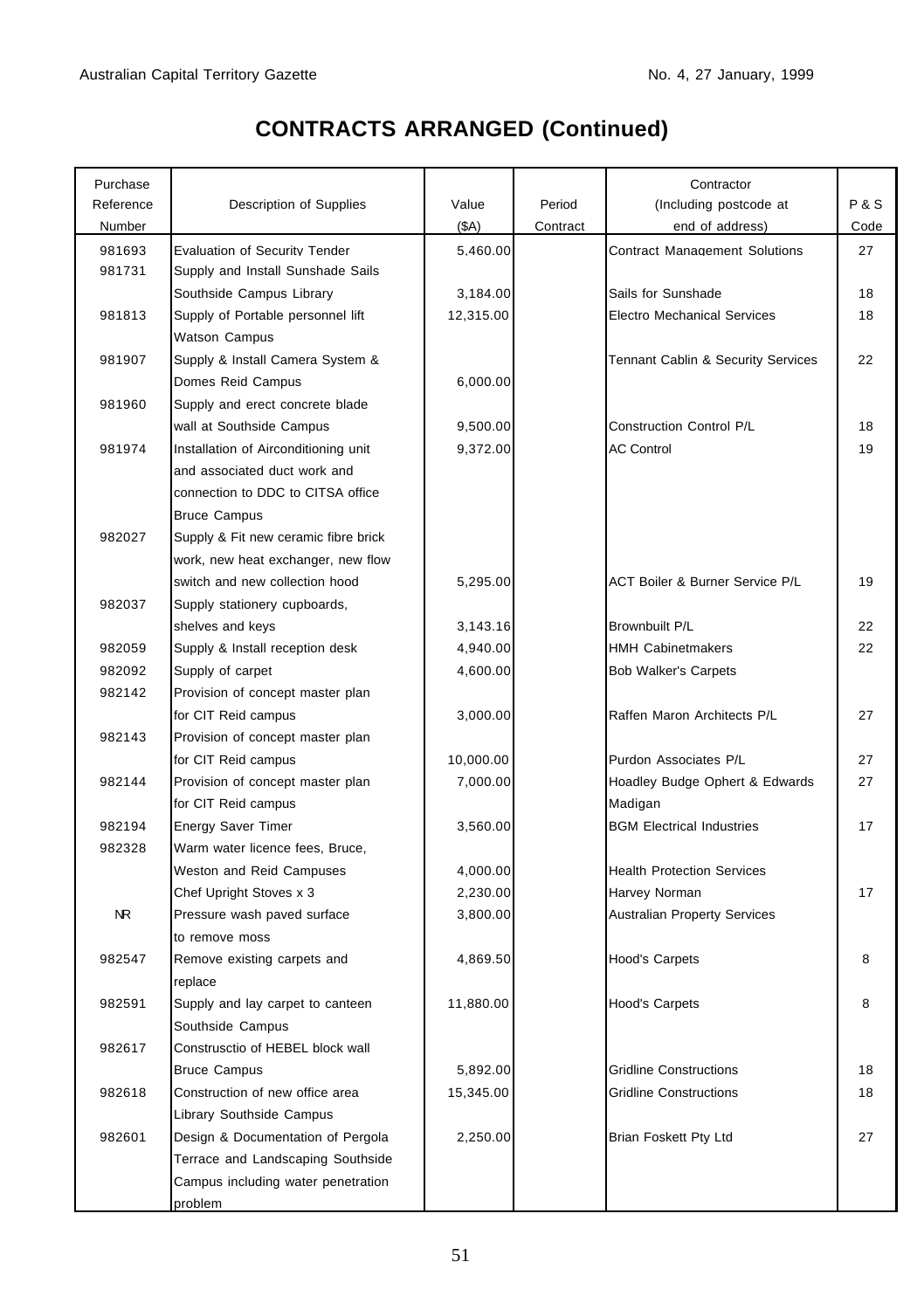# CONTRACTS ARRANGED (Continued)

| Purchase Reference Number | Description of Supplies | Value ($A) | Period Contract | Contractor (Including postcode at end of address) | P & S Code |
|---|---|---|---|---|---|
| 981693 | Evaluation of Security Tender | 5,460.00 | | Contract Management Solutions | 27 |
| 981731 | Supply and Install Sunshade Sails Southside Campus Library | 3,184.00 | | Sails for Sunshade | 18 |
| 981813 | Supply of Portable personnel lift Watson Campus | 12,315.00 | | Electro Mechanical Services | 18 |
| 981907 | Supply & Install Camera System & Domes Reid Campus | 6,000.00 | | Tennant Cablin & Security Services | 22 |
| 981960 | Supply and erect concrete blade wall at Southside Campus | 9,500.00 | | Construction Control P/L | 18 |
| 981974 | Installation of Airconditioning unit and associated duct work and connection to DDC to CITSA office Bruce Campus | 9,372.00 | | AC Control | 19 |
| 982027 | Supply & Fit new ceramic fibre brick work, new heat exchanger, new flow switch and new collection hood | 5,295.00 | | ACT Boiler & Burner Service P/L | 19 |
| 982037 | Supply stationery cupboards, shelves and keys | 3,143.16 | | Brownbuilt P/L | 22 |
| 982059 | Supply & Install reception desk | 4,940.00 | | HMH Cabinetmakers | 22 |
| 982092 | Supply of carpet | 4,600.00 | | Bob Walker's Carpets | |
| 982142 | Provision of concept master plan for CIT Reid campus | 3,000.00 | | Raffen Maron Architects P/L | 27 |
| 982143 | Provision of concept master plan for CIT Reid campus | 10,000.00 | | Purdon Associates P/L | 27 |
| 982144 | Provision of concept master plan for CIT Reid campus | 7,000.00 | | Hoadley Budge Ophert & Edwards Madigan | 27 |
| 982194 | Energy Saver Timer | 3,560.00 | | BGM Electrical Industries | 17 |
| 982328 | Warm water licence fees, Bruce, Weston and Reid Campuses | 4,000.00 | | Health Protection Services | |
| | Chef Upright Stoves x 3 | 2,230.00 | | Harvey Norman | 17 |
| NR | Pressure wash paved surface to remove moss | 3,800.00 | | Australian Property Services | |
| 982547 | Remove existing carpets and replace | 4,869.50 | | Hood's Carpets | 8 |
| 982591 | Supply and lay carpet to canteen Southside Campus | 11,880.00 | | Hood's Carpets | 8 |
| 982617 | Construsctio of HEBEL block wall Bruce Campus | 5,892.00 | | Gridline Constructions | 18 |
| 982618 | Construction of new office area Library Southside Campus | 15,345.00 | | Gridline Constructions | 18 |
| 982601 | Design & Documentation of Pergola Terrace and Landscaping Southside Campus including water penetration problem | 2,250.00 | | Brian Foskett Pty Ltd | 27 |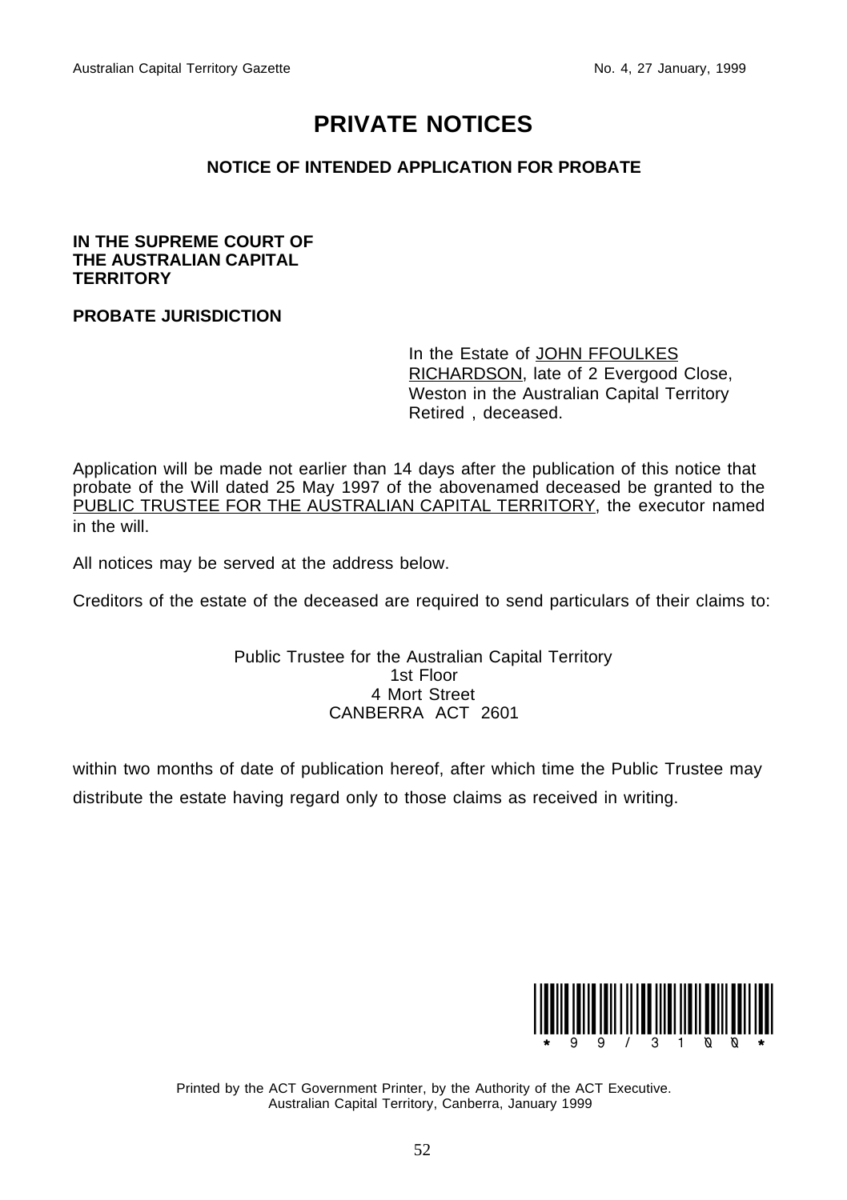# PRIVATE NOTICES

## NOTICE OF INTENDED APPLICATION FOR PROBATE

**IN THE SUPREME COURT OF THE AUSTRALIAN CAPITAL TERRITORY**

**PROBATE JURISDICTION**

In the Estate of JOHN FFOULKES RICHARDSON, late of 2 Evergood Close, Weston in the Australian Capital Territory Retired , deceased.

Application will be made not earlier than 14 days after the publication of this notice that probate of the Will dated 25 May 1997 of the abovenamed deceased be granted to the PUBLIC TRUSTEE FOR THE AUSTRALIAN CAPITAL TERRITORY, the executor named in the will.

All notices may be served at the address below.

Creditors of the estate of the deceased are required to send particulars of their claims to:

Public Trustee for the Australian Capital Territory
1st Floor
4 Mort Street
CANBERRA ACT 2601

within two months of date of publication hereof, after which time the Public Trustee may distribute the estate having regard only to those claims as received in writing.

*99/3100*

Printed by the ACT Government Printer, by the Authority of the ACT Executive.
Australian Capital Territory, Canberra, January 1999